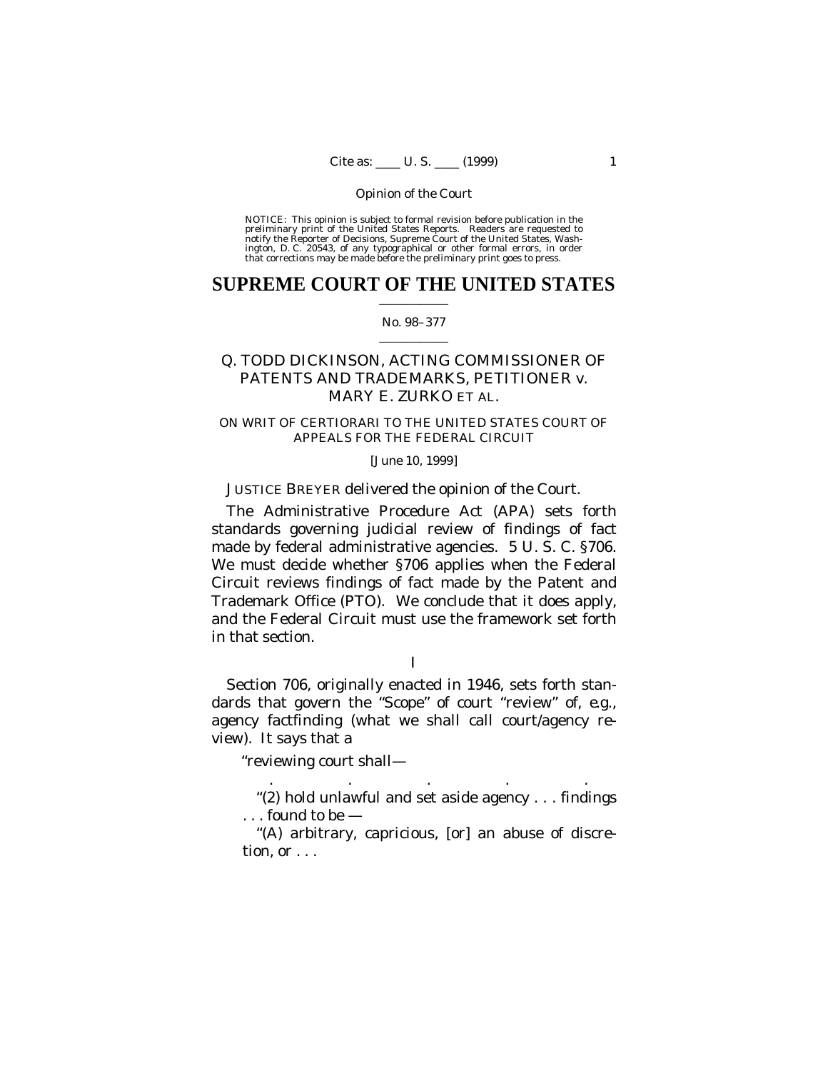NOTICE: This opinion is subject to formal revision before publication in the preliminary print of the United States Reports. Readers are requested to notify the Reporter of Decisions, Supreme Court of the United States, Washington, D. C. 20543, of any typographical or other formal errors, in order that corrections may be made before the preliminary print goes to press.

# SUPREME COURT OF THE UNITED STATES

No. 98–377

## Q. TODD DICKINSON, ACTING COMMISSIONER OF PATENTS AND TRADEMARKS, PETITIONER *v.* MARY E. ZURKO ET AL.

ON WRIT OF CERTIORARI TO THE UNITED STATES COURT OF APPEALS FOR THE FEDERAL CIRCUIT

[June 10, 1999]

JUSTICE BREYER delivered the opinion of the Court.

The Administrative Procedure Act (APA) sets forth standards governing judicial review of findings of fact made by federal administrative agencies. 5 U. S. C. §706. We must decide whether §706 applies when the Federal Circuit reviews findings of fact made by the Patent and Trademark Office (PTO). We conclude that it does apply, and the Federal Circuit must use the framework set forth in that section.

I

Section 706, originally enacted in 1946, sets forth standards that govern the "Scope" of court "review" of, *e.g.*, agency factfinding (what we shall call court/agency review). It says that a

"reviewing court shall—

. . . . .

"(2) hold unlawful and set aside agency . . . findings . . . found to be —

"(A) arbitrary, capricious, [or] an abuse of discretion, or . . .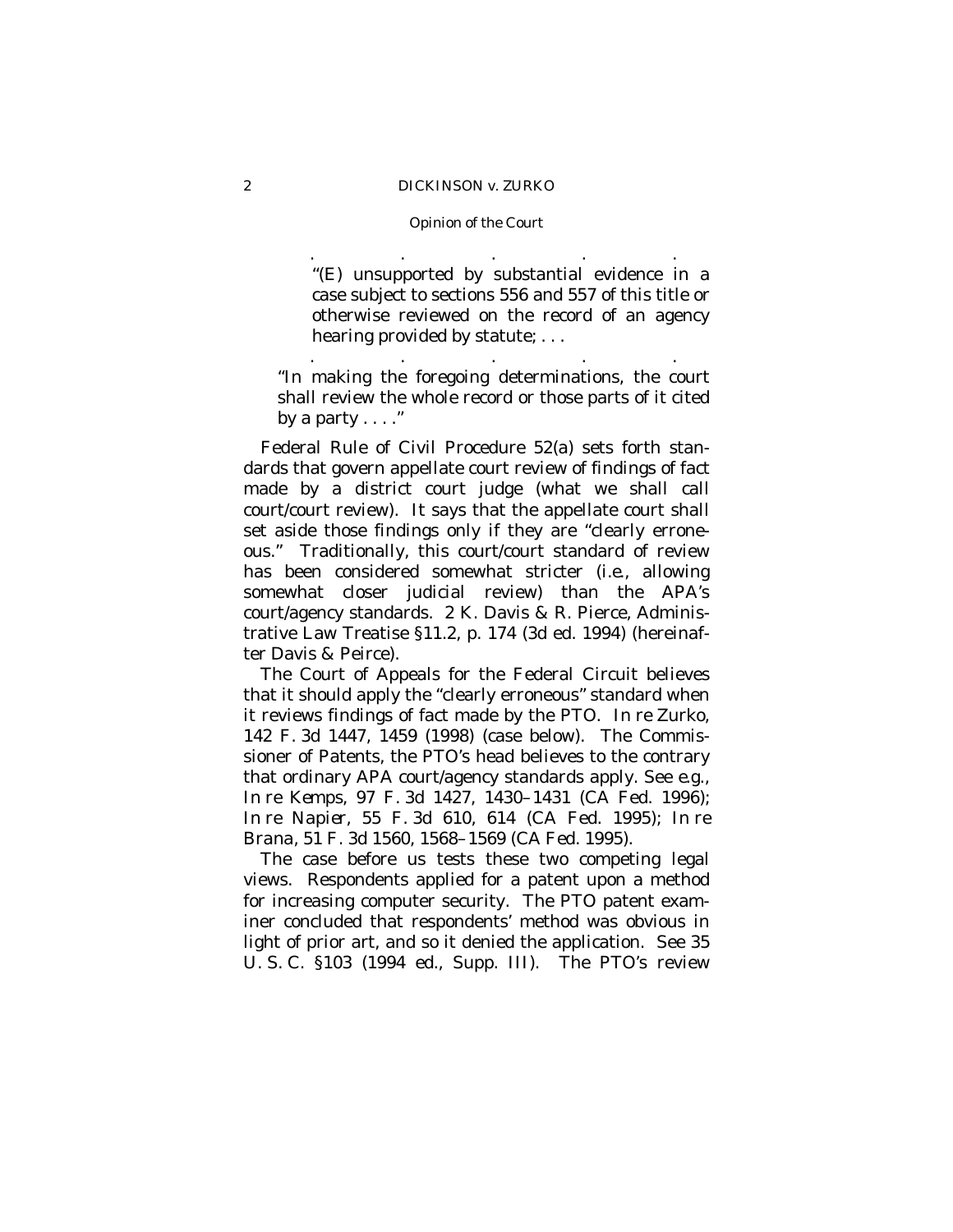.            .            .            .            .

> "(E) unsupported by substantial evidence in a case subject to sections 556 and 557 of this title or otherwise reviewed on the record of an agency hearing provided by statute; . . .

.            .            .            .            .

"In making the foregoing determinations, the court shall review the whole record or those parts of it cited by a party . . . ."

Federal Rule of Civil Procedure 52(a) sets forth standards that govern appellate court review of findings of fact made by a district court judge (what we shall call court/court review). It says that the appellate court shall set aside those findings only if they are "clearly erroneous." Traditionally, this court/court standard of review has been considered somewhat stricter (*i.e.*, allowing somewhat closer judicial review) than the APA's court/agency standards. 2 K. Davis & R. Pierce, Administrative Law Treatise §11.2, p. 174 (3d ed. 1994) (hereinafter Davis & Peirce).

The Court of Appeals for the Federal Circuit believes that it should apply the "clearly erroneous" standard when it reviews findings of fact made by the PTO. *In re Zurko*, 142 F. 3d 1447, 1459 (1998) (case below). The Commissioner of Patents, the PTO's head believes to the contrary that ordinary APA court/agency standards apply. See *e.g.*, *In re Kemps*, 97 F. 3d 1427, 1430–1431 (CA Fed. 1996); *In re Napier*, 55 F. 3d 610, 614 (CA Fed. 1995); *In re Brana*, 51 F. 3d 1560, 1568–1569 (CA Fed. 1995).

The case before us tests these two competing legal views. Respondents applied for a patent upon a method for increasing computer security. The PTO patent examiner concluded that respondents' method was obvious in light of prior art, and so it denied the application. See 35 U. S. C. §103 (1994 ed., Supp. III). The PTO's review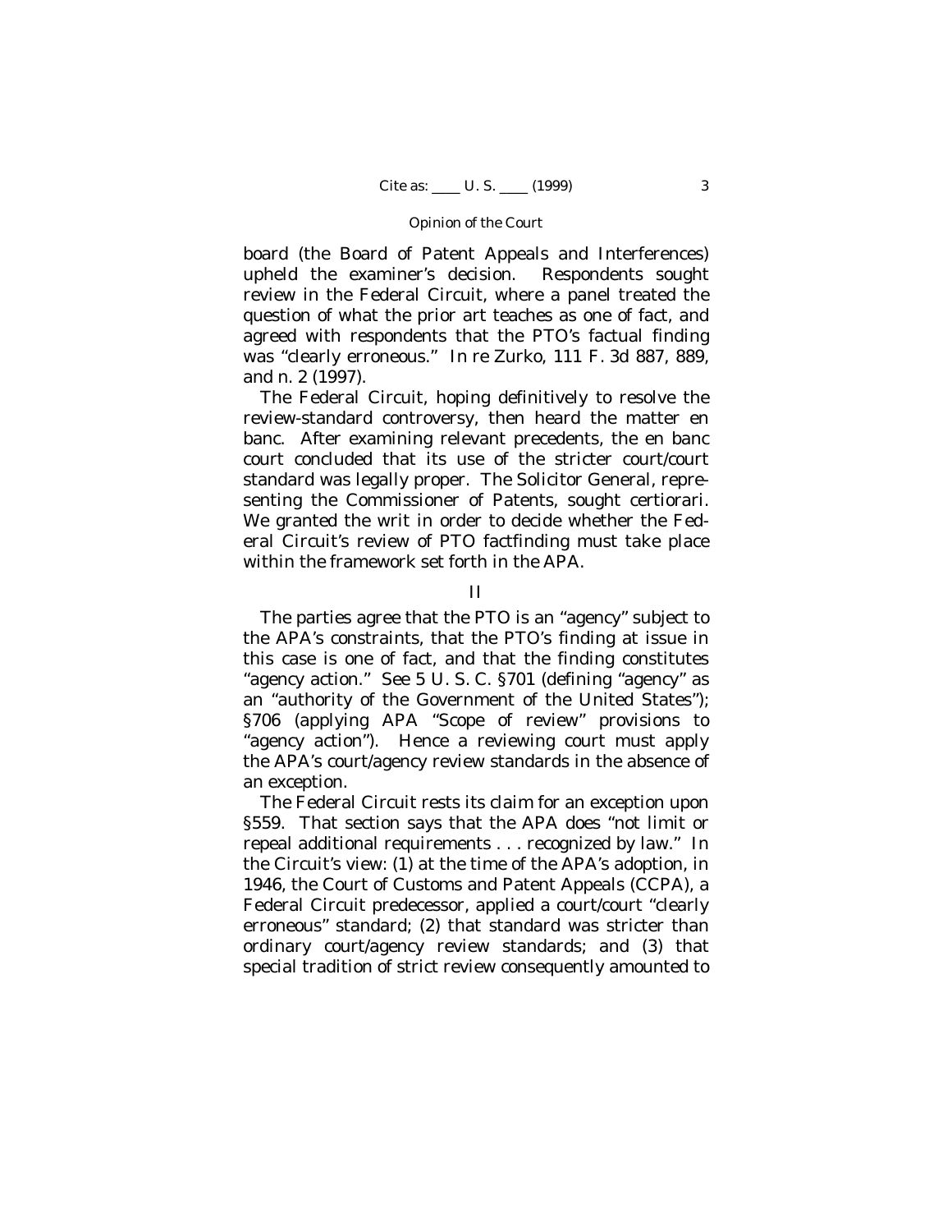board (the Board of Patent Appeals and Interferences) upheld the examiner's decision. Respondents sought review in the Federal Circuit, where a panel treated the question of what the prior art teaches as one of fact, and agreed with respondents that the PTO's factual finding was "clearly erroneous." *In re Zurko*, 111 F. 3d 887, 889, and n. 2 (1997).

The Federal Circuit, hoping definitively to resolve the review-standard controversy, then heard the matter en banc. After examining relevant precedents, the en banc court concluded that its use of the stricter court/court standard was legally proper. The Solicitor General, representing the Commissioner of Patents, sought certiorari. We granted the writ in order to decide whether the Federal Circuit's review of PTO factfinding must take place within the framework set forth in the APA.

## II

The parties agree that the PTO is an "agency" subject to the APA's constraints, that the PTO's finding at issue in this case is one of fact, and that the finding constitutes "agency action." See 5 U. S. C. §701 (defining "agency" as an "authority of the Government of the United States"); §706 (applying APA "Scope of review" provisions to "agency action"). Hence a reviewing court must apply the APA's court/agency review standards in the absence of an exception.

The Federal Circuit rests its claim for an exception upon §559. That section says that the APA does "not limit or repeal additional requirements . . . recognized by law." In the Circuit's view: (1) at the time of the APA's adoption, in 1946, the Court of Customs and Patent Appeals (CCPA), a Federal Circuit predecessor, applied a court/court "clearly erroneous" standard; (2) that standard was stricter than ordinary court/agency review standards; and (3) that special tradition of strict review consequently amounted to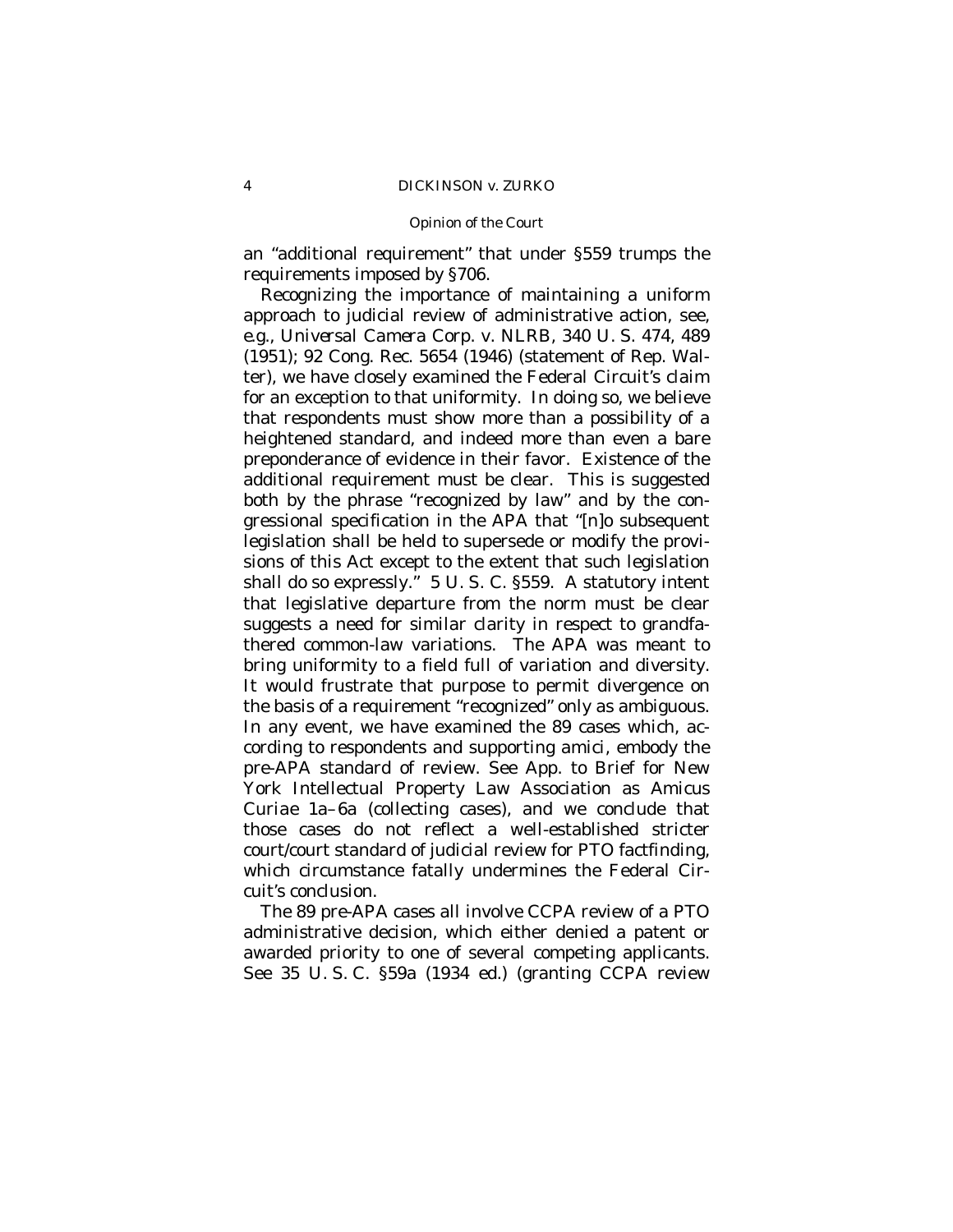an "additional requirement" that under §559 trumps the requirements imposed by §706.

Recognizing the importance of maintaining a uniform approach to judicial review of administrative action, see, *e.g., Universal Camera Corp.* v. *NLRB*, 340 U. S. 474, 489 (1951); 92 Cong. Rec. 5654 (1946) (statement of Rep. Walter), we have closely examined the Federal Circuit's claim for an exception to that uniformity. In doing so, we believe that respondents must show more than a possibility of a heightened standard, and indeed more than even a bare preponderance of evidence in their favor. Existence of the additional requirement must be clear. This is suggested both by the phrase "recognized by law" and by the congressional specification in the APA that "[n]o subsequent legislation shall be held to supersede or modify the provisions of this Act except to the extent that such legislation shall do so expressly." 5 U. S. C. §559. A statutory intent that legislative departure from the norm must be clear suggests a need for similar clarity in respect to grandfathered common-law variations. The APA was meant to bring uniformity to a field full of variation and diversity. It would frustrate that purpose to permit divergence on the basis of a requirement "recognized" only as ambiguous. In any event, we have examined the 89 cases which, according to respondents and supporting *amici*, embody the pre-APA standard of review. See App. to Brief for New York Intellectual Property Law Association as *Amicus Curiae* 1a–6a (collecting cases), and we conclude that those cases do not reflect a well-established stricter court/court standard of judicial review for PTO factfinding, which circumstance fatally undermines the Federal Circuit's conclusion.

The 89 pre-APA cases all involve CCPA review of a PTO administrative decision, which either denied a patent or awarded priority to one of several competing applicants. See 35 U. S. C. §59a (1934 ed.) (granting CCPA review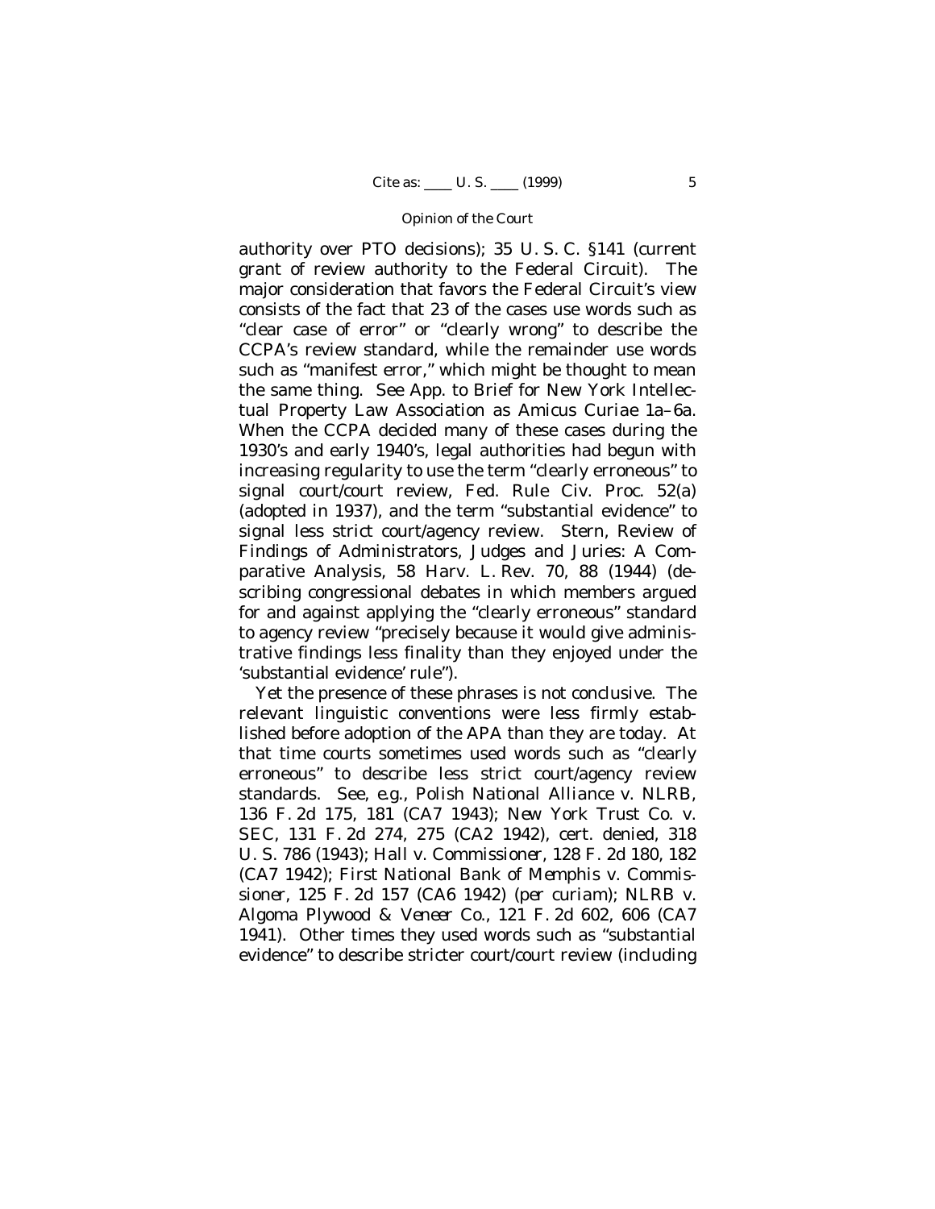authority over PTO decisions); 35 U. S. C. §141 (current grant of review authority to the Federal Circuit). The major consideration that favors the Federal Circuit's view consists of the fact that 23 of the cases use words such as "clear case of error" or "clearly wrong" to describe the CCPA's review standard, while the remainder use words such as "manifest error," which might be thought to mean the same thing. See App. to Brief for New York Intellectual Property Law Association as Amicus Curiae 1a–6a. When the CCPA decided many of these cases during the 1930's and early 1940's, legal authorities had begun with increasing regularity to use the term "clearly erroneous" to signal court/court review, Fed. Rule Civ. Proc. 52(a) (adopted in 1937), and the term "substantial evidence" to signal less strict court/agency review. Stern, Review of Findings of Administrators, Judges and Juries: A Comparative Analysis, 58 Harv. L. Rev. 70, 88 (1944) (describing congressional debates in which members argued for and against applying the "clearly erroneous" standard to agency review "precisely because it would give administrative findings less finality than they enjoyed under the 'substantial evidence' rule").

Yet the presence of these phrases is not conclusive. The relevant linguistic conventions were less firmly established before adoption of the APA than they are today. At that time courts sometimes used words such as "clearly erroneous" to describe less strict court/agency review standards. See, *e.g.*, *Polish National Alliance* v. *NLRB*, 136 F. 2d 175, 181 (CA7 1943); *New York Trust Co.* v. *SEC*, 131 F. 2d 274, 275 (CA2 1942), cert. denied, 318 U. S. 786 (1943); *Hall* v. *Commissioner*, 128 F. 2d 180, 182 (CA7 1942); *First National Bank of Memphis* v. *Commissioner*, 125 F. 2d 157 (CA6 1942) (*per curiam*); *NLRB* v. *Algoma Plywood & Veneer Co.*, 121 F. 2d 602, 606 (CA7 1941). Other times they used words such as "substantial evidence" to describe stricter court/court review (including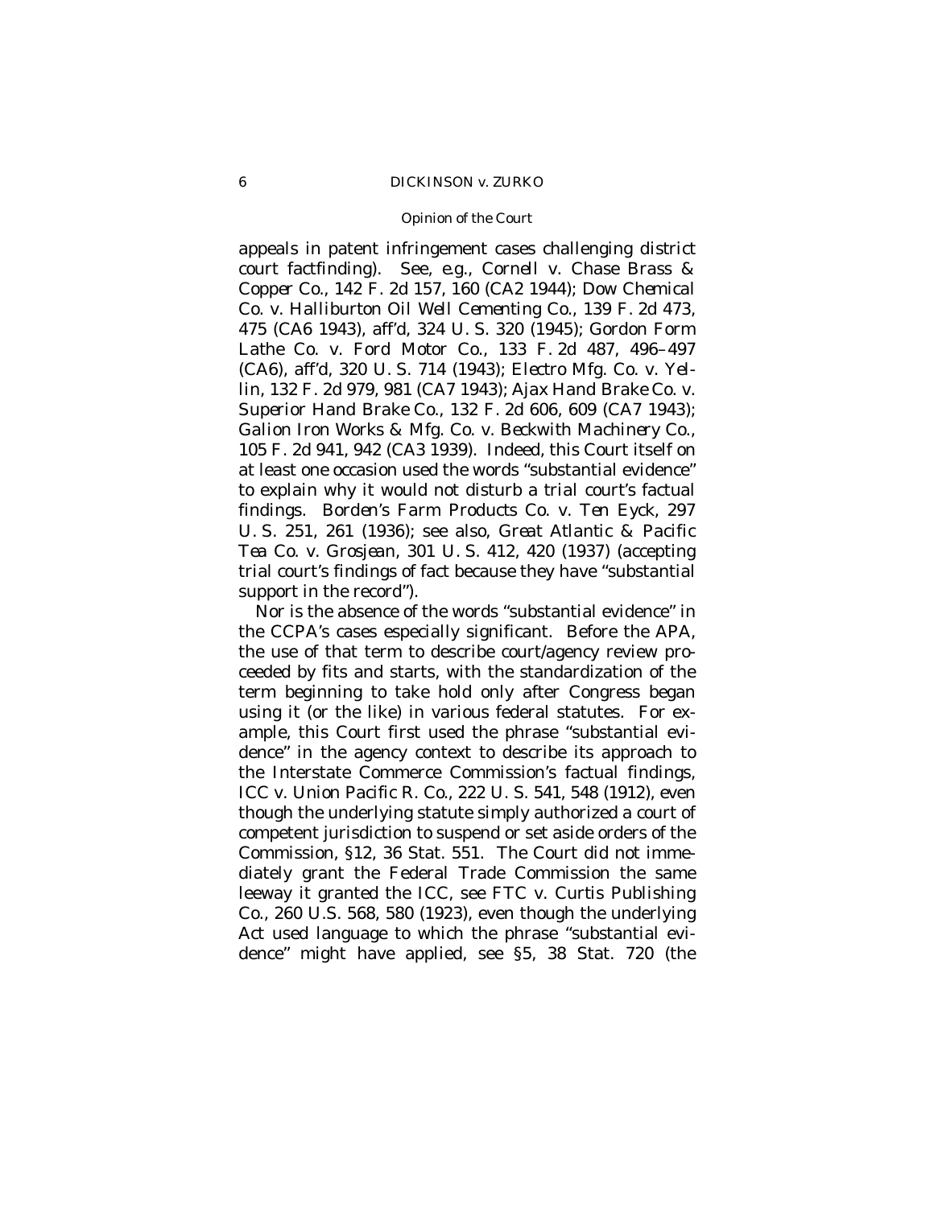appeals in patent infringement cases challenging district court factfinding). See, *e.g.*, *Cornell* v. *Chase Brass & Copper Co.*, 142 F. 2d 157, 160 (CA2 1944); *Dow Chemical Co.* v. *Halliburton Oil Well Cementing Co.*, 139 F. 2d 473, 475 (CA6 1943), aff'd, 324 U. S. 320 (1945); *Gordon Form Lathe Co.* v. *Ford Motor Co.*, 133 F. 2d 487, 496–497 (CA6), aff'd, 320 U. S. 714 (1943); *Electro Mfg. Co.* v. *Yellin*, 132 F. 2d 979, 981 (CA7 1943); *Ajax Hand Brake Co.* v. *Superior Hand Brake Co.*, 132 F. 2d 606, 609 (CA7 1943); *Galion Iron Works & Mfg. Co.* v. *Beckwith Machinery Co.*, 105 F. 2d 941, 942 (CA3 1939). Indeed, this Court itself on at least one occasion used the words "substantial evidence" to explain why it would not disturb a trial court's factual findings. *Borden's Farm Products Co.* v. *Ten Eyck*, 297 U. S. 251, 261 (1936); see also, *Great Atlantic & Pacific Tea Co.* v. *Grosjean*, 301 U. S. 412, 420 (1937) (accepting trial court's findings of fact because they have "substantial support in the record").

Nor is the absence of the words "substantial evidence" in the CCPA's cases especially significant. Before the APA, the use of that term to describe court/agency review proceeded by fits and starts, with the standardization of the term beginning to take hold only after Congress began using it (or the like) in various federal statutes. For example, this Court first used the phrase "substantial evidence" in the agency context to describe its approach to the Interstate Commerce Commission's factual findings, *ICC* v. *Union Pacific R. Co.*, 222 U. S. 541, 548 (1912), even though the underlying statute simply authorized a court of competent jurisdiction to suspend or set aside orders of the Commission, §12, 36 Stat. 551. The Court did not immediately grant the Federal Trade Commission the same leeway it granted the ICC, see *FTC* v. *Curtis Publishing Co.*, 260 U.S. 568, 580 (1923), even though the underlying Act used language to which the phrase "substantial evidence" might have applied, see §5, 38 Stat. 720 (the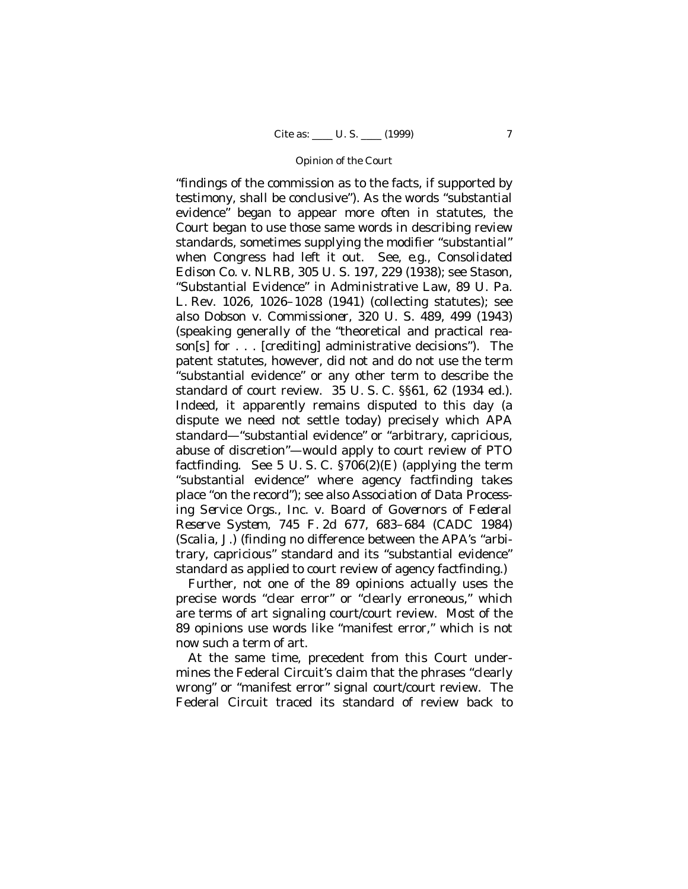"findings of the commission as to the facts, if supported by testimony, shall be conclusive"). As the words "substantial evidence" began to appear more often in statutes, the Court began to use those same words in describing review standards, sometimes supplying the modifier "substantial" when Congress had left it out. See, *e.g.*, *Consolidated Edison Co.* v. *NLRB*, 305 U. S. 197, 229 (1938); see Stason, "Substantial Evidence" in Administrative Law, 89 U. Pa. L. Rev. 1026, 1026–1028 (1941) (collecting statutes); see also *Dobson* v. *Commissioner*, 320 U. S. 489, 499 (1943) (speaking generally of the "theoretical and practical reason[s] for . . . [crediting] administrative decisions"). The patent statutes, however, did not and do not use the term "substantial evidence" or any other term to describe the standard of court review. 35 U. S. C. §§61, 62 (1934 ed.). Indeed, it apparently remains disputed to this day (a dispute we need not settle today) precisely which APA standard—"substantial evidence" or "arbitrary, capricious, abuse of discretion"—would apply to court review of PTO factfinding. See 5 U. S. C. §706(2)(E) (applying the term "substantial evidence" where agency factfinding takes place "on the record"); see also *Association of Data Processing Service Orgs., Inc.* v. *Board of Governors of Federal Reserve System*, 745 F. 2d 677, 683–684 (CADC 1984) (Scalia, J.) (finding no difference between the APA's "arbitrary, capricious" standard and its "substantial evidence" standard as applied to court review of agency factfinding.)

Further, not one of the 89 opinions actually uses the precise words "clear error" or "clearly erroneous," which are terms of art signaling court/court review. Most of the 89 opinions use words like "manifest error," which is not now such a term of art.

At the same time, precedent from this Court undermines the Federal Circuit's claim that the phrases "clearly wrong" or "manifest error" signal court/court review. The Federal Circuit traced its standard of review back to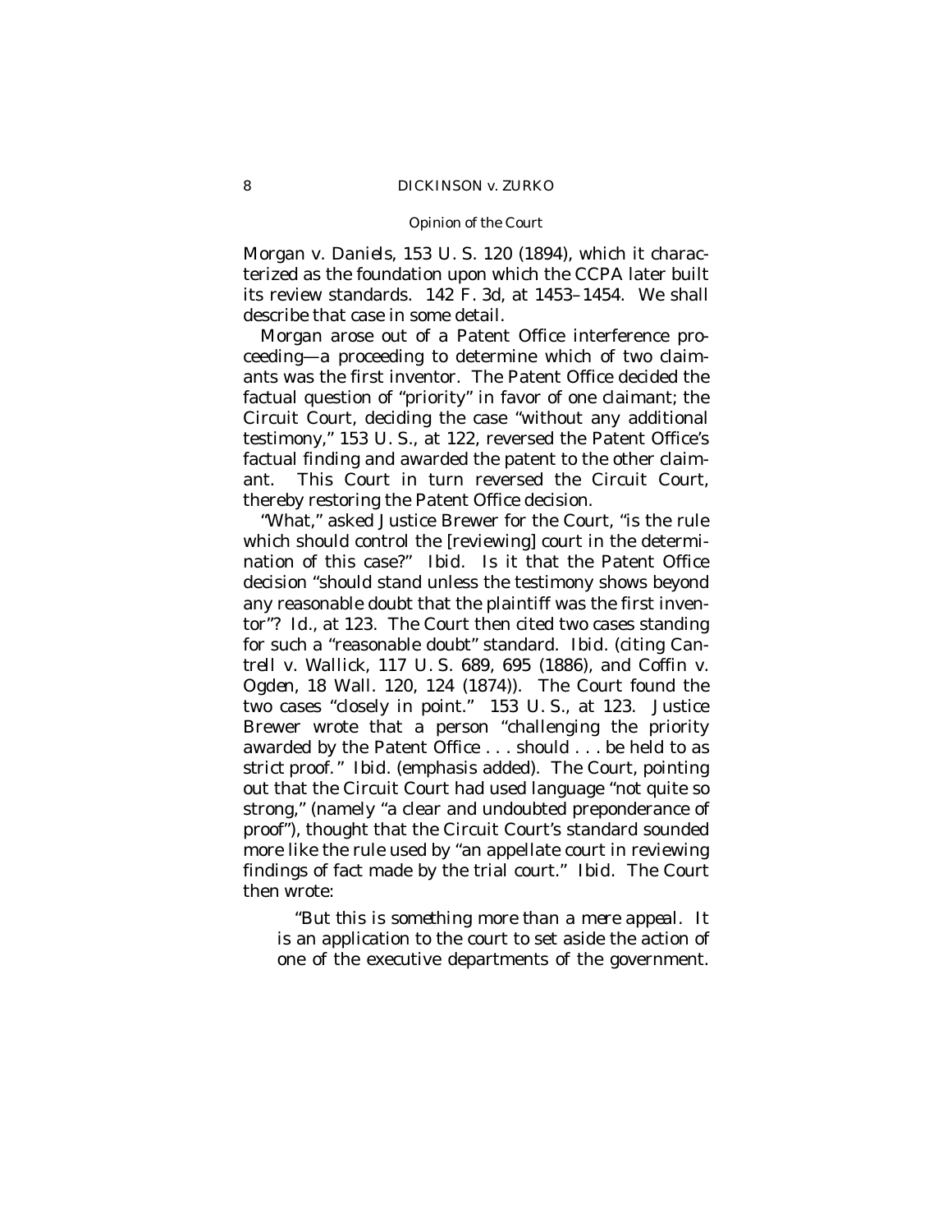*Morgan* v. *Daniels*, 153 U. S. 120 (1894), which it characterized as the foundation upon which the CCPA later built its review standards. 142 F. 3d, at 1453–1454. We shall describe that case in some detail.

*Morgan* arose out of a Patent Office interference proceeding—a proceeding to determine which of two claimants was the first inventor. The Patent Office decided the factual question of "priority" in favor of one claimant; the Circuit Court, deciding the case "without any additional testimony," 153 U. S., at 122, reversed the Patent Office's factual finding and awarded the patent to the other claimant. This Court in turn reversed the Circuit Court, thereby restoring the Patent Office decision.

"What," asked Justice Brewer for the Court, "is the rule which should control the [reviewing] court in the determination of this case?" *Ibid.* Is it that the Patent Office decision "should stand unless the testimony shows beyond any reasonable doubt that the plaintiff was the first inventor"? *Id.*, at 123. The Court then cited two cases standing for such a "reasonable doubt" standard. *Ibid.* (citing *Cantrell* v. *Wallick*, 117 U. S. 689, 695 (1886), and *Coffin* v. *Ogden*, 18 Wall. 120, 124 (1874)). The Court found the two cases "closely in point." 153 U. S., at 123. Justice Brewer wrote that a person "challenging the priority awarded by the Patent Office . . . should . . . be held to as *strict* proof." *Ibid.* (emphasis added). The Court, pointing out that the Circuit Court had used language "not quite so strong," (namely "a clear and undoubted preponderance of proof"), thought that the Circuit Court's standard sounded more like the rule used by "an appellate court in reviewing findings of fact made by the trial court." *Ibid.* The Court then wrote:

> "But this is *something more than a mere appeal.* It is an application to the court to set aside the action of one of the executive departments of the government.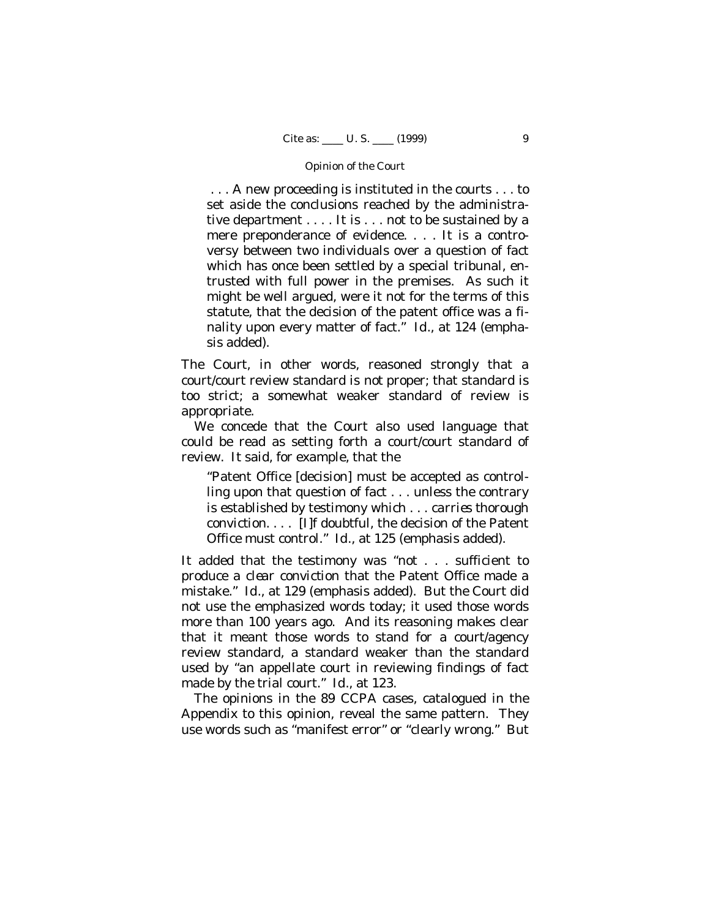> . . . A new proceeding is instituted in the courts . . . to set aside the conclusions reached by the administrative department . . . . It is . . . not to be sustained by a mere preponderance of evidence. . . . It is a controversy between two individuals over a question of fact which has once been settled by a special tribunal, entrusted with full power in the premises. As such it might be well argued, were it not for the terms of this statute, that the decision of the patent office was a finality upon every matter of fact." *Id.*, at 124 (emphasis added).

The Court, in other words, reasoned strongly that a court/court review standard is *not* proper; that standard is too strict; a somewhat weaker standard of review is appropriate.

We concede that the Court also used language that could be read as setting forth a court/court standard of review. It said, for example, that the

> "Patent Office [decision] must be accepted as controlling upon that question of fact . . . unless the contrary is established by testimony which . . . *carries thorough conviction*. . . . [I]f doubtful, the decision of the Patent Office must control." *Id.*, at 125 (emphasis added).

It added that the testimony was "not . . . sufficient to produce a *clear conviction* that the Patent Office made a mistake." *Id.*, at 129 (emphasis added). But the Court did not use the emphasized words today; it used those words more than 100 years ago. And its reasoning makes clear that it meant those words to stand for a court/agency review standard, a standard weaker than the standard used by "an appellate court in reviewing findings of fact made by the trial court." *Id.*, at 123.

The opinions in the 89 CCPA cases, catalogued in the Appendix to this opinion, reveal the same pattern. They use words such as "manifest error" or "clearly wrong." But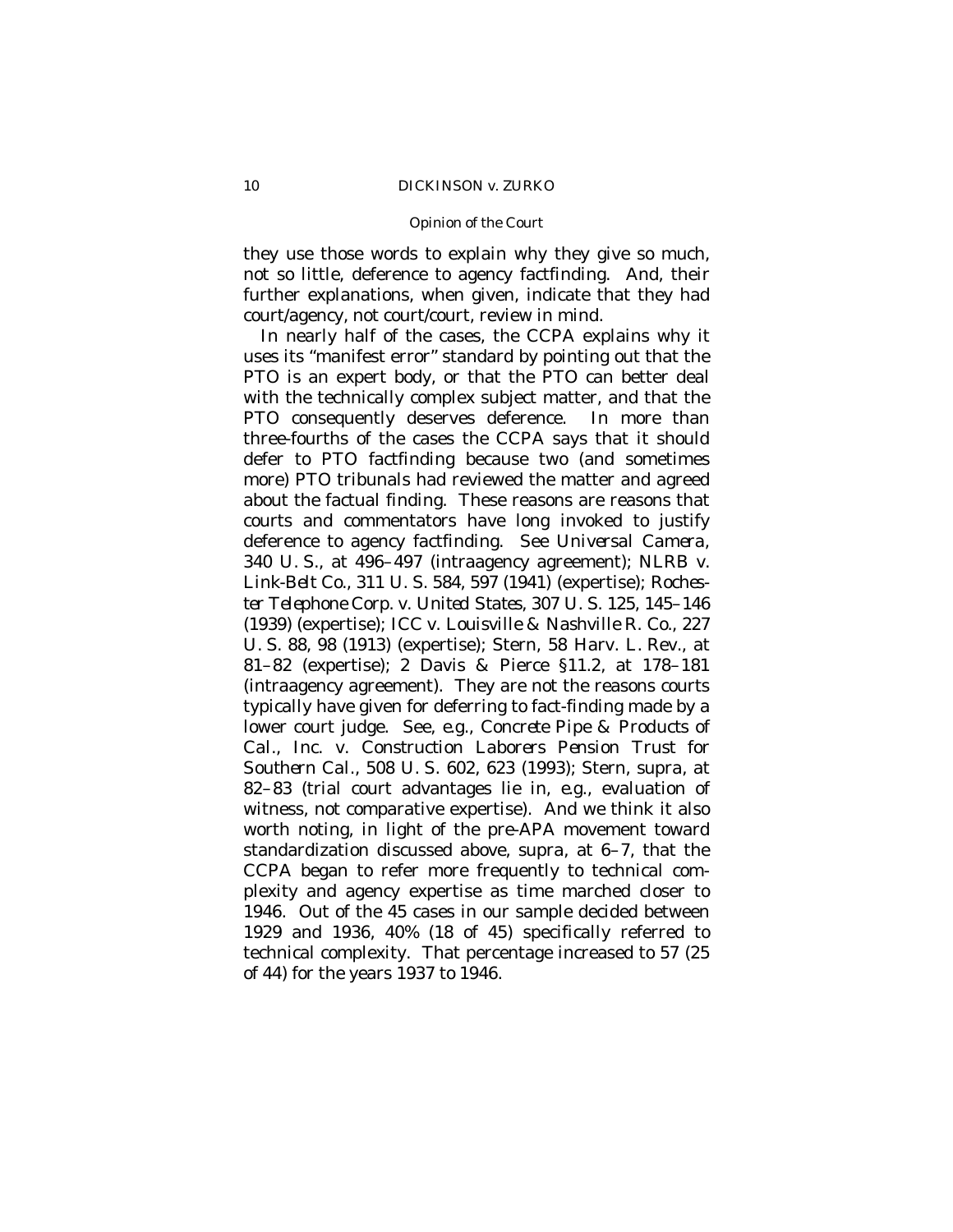they use those words to explain why they give so much, not so little, deference to agency factfinding. And, their further explanations, when given, indicate that they had court/agency, not court/court, review in mind.

In nearly half of the cases, the CCPA explains why it uses its "manifest error" standard by pointing out that the PTO is an expert body, or that the PTO can better deal with the technically complex subject matter, and that the PTO consequently deserves deference. In more than three-fourths of the cases the CCPA says that it should defer to PTO factfinding because two (and sometimes more) PTO tribunals had reviewed the matter and agreed about the factual finding. These reasons are reasons that courts and commentators have long invoked to justify deference to agency factfinding. See *Universal Camera*, 340 U. S., at 496–497 (intraagency agreement); *NLRB* v. *Link-Belt Co.*, 311 U. S. 584, 597 (1941) (expertise); *Rochester Telephone Corp.* v. *United States*, 307 U. S. 125, 145–146 (1939) (expertise); *ICC* v. *Louisville & Nashville R. Co.*, 227 U. S. 88, 98 (1913) (expertise); Stern, 58 Harv. L. Rev., at 81–82 (expertise); 2 Davis & Pierce §11.2, at 178–181 (intraagency agreement). They are not the reasons courts typically have given for deferring to fact-finding made by a lower court judge. See, *e.g.*, *Concrete Pipe & Products of Cal., Inc.* v. *Construction Laborers Pension Trust for Southern Cal.*, 508 U. S. 602, 623 (1993); Stern, *supra*, at 82–83 (trial court advantages lie in, *e.g.*, evaluation of witness, not comparative expertise). And we think it also worth noting, in light of the pre-APA movement toward standardization discussed above, *supra*, at 6–7, that the CCPA began to refer more frequently to technical complexity and agency expertise as time marched closer to 1946. Out of the 45 cases in our sample decided between 1929 and 1936, 40% (18 of 45) specifically referred to technical complexity. That percentage increased to 57 (25 of 44) for the years 1937 to 1946.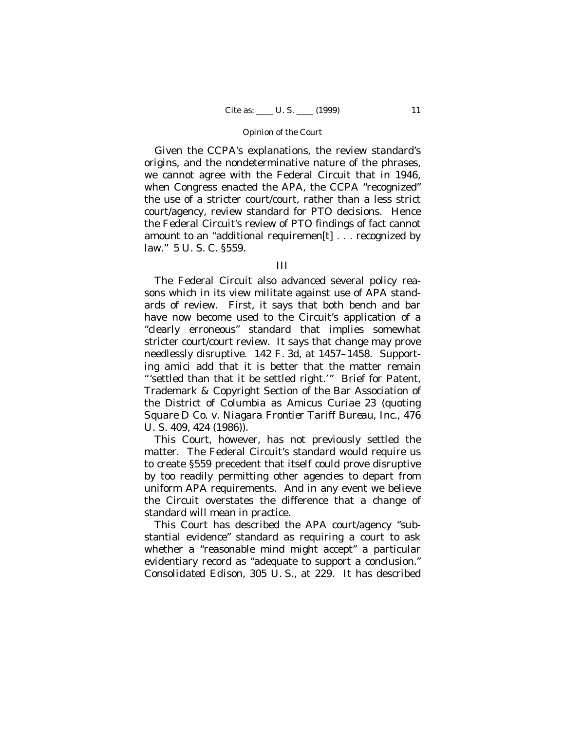Given the CCPA's explanations, the review standard's origins, and the nondeterminative nature of the phrases, we cannot agree with the Federal Circuit that in 1946, when Congress enacted the APA, the CCPA "recognized" the use of a stricter court/court, rather than a less strict court/agency, review standard for PTO decisions. Hence the Federal Circuit's review of PTO findings of fact cannot amount to an "additional requiremen[t] . . . recognized by law." 5 U. S. C. §559.

## III

The Federal Circuit also advanced several policy reasons which in its view militate against use of APA standards of review. First, it says that both bench and bar have now become used to the Circuit's application of a "clearly erroneous" standard that implies somewhat stricter court/court review. It says that change may prove needlessly disruptive. 142 F. 3d, at 1457–1458. Supporting amici add that it is better that the matter remain "'settled than that it be settled right.'" Brief for Patent, Trademark & Copyright Section of the Bar Association of the District of Columbia as *Amicus Curiae* 23 (quoting *Square D Co.* v. *Niagara Frontier Tariff Bureau, Inc.*, 476 U. S. 409, 424 (1986)).

This Court, however, has not previously settled the matter. The Federal Circuit's standard would require us to create §559 precedent that itself could prove disruptive by too readily permitting other agencies to depart from uniform APA requirements. And in any event we believe the Circuit overstates the difference that a change of standard will mean in practice.

This Court has described the APA court/agency "substantial evidence" standard as requiring a court to ask whether a "reasonable mind might accept" a particular evidentiary record as "adequate to support a conclusion." *Consolidated Edison*, 305 U. S., at 229. It has described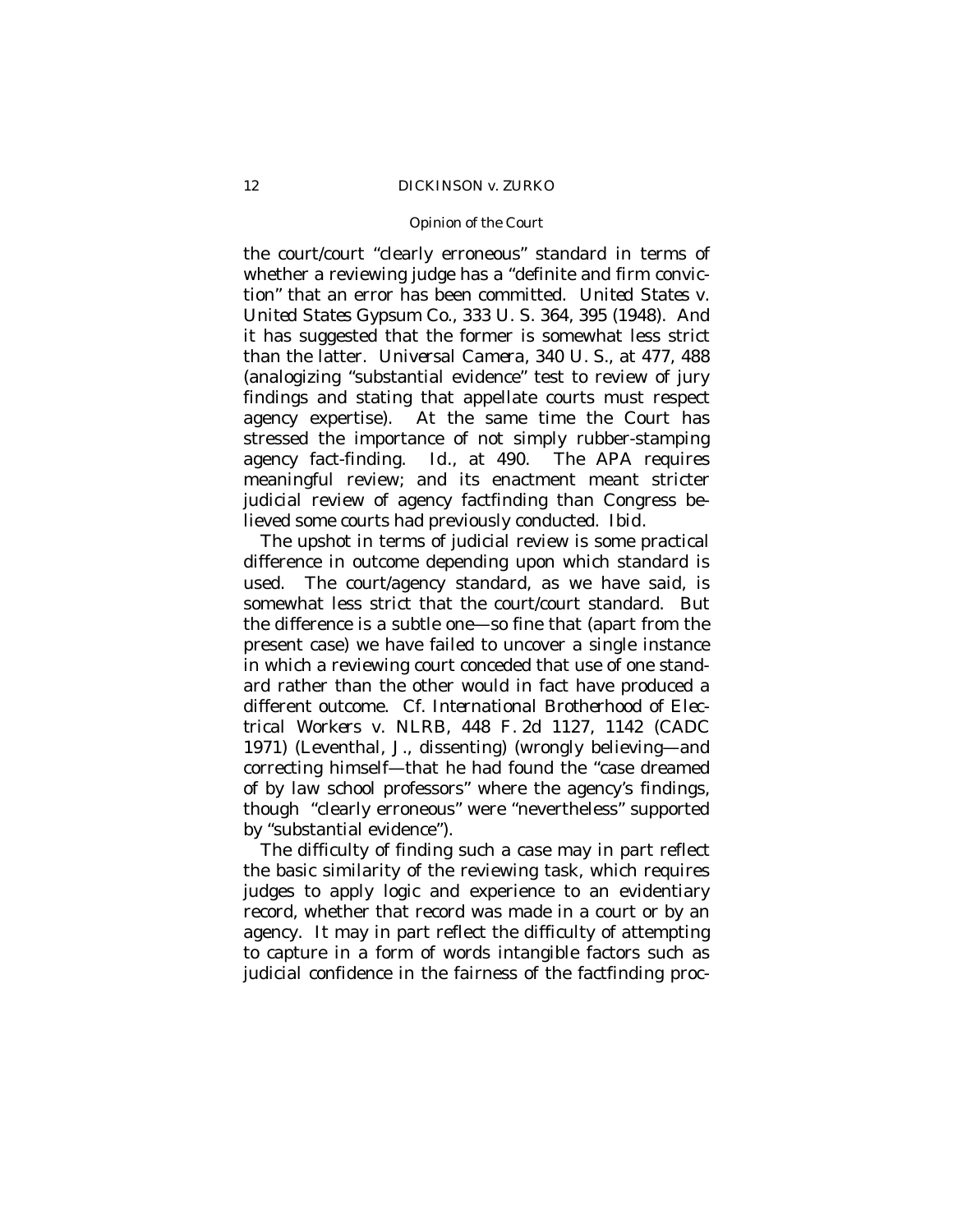the court/court "clearly erroneous" standard in terms of whether a reviewing judge has a "definite and firm conviction" that an error has been committed. *United States* v. *United States Gypsum Co.*, 333 U. S. 364, 395 (1948). And it has suggested that the former is somewhat less strict than the latter. *Universal Camera*, 340 U. S., at 477, 488 (analogizing "substantial evidence" test to review of jury findings and stating that appellate courts must respect agency expertise). At the same time the Court has stressed the importance of not simply rubber-stamping agency fact-finding. *Id.*, at 490. The APA requires meaningful review; and its enactment meant stricter judicial review of agency factfinding than Congress believed some courts had previously conducted. *Ibid.*

The upshot in terms of judicial review is some practical difference in outcome depending upon which standard is used. The court/agency standard, as we have said, is somewhat less strict that the court/court standard. But the difference is a subtle one—so fine that (apart from the present case) we have failed to uncover a single instance in which a reviewing court conceded that use of one standard rather than the other would in fact have produced a different outcome. Cf. *International Brotherhood of Electrical Workers* v. *NLRB*, 448 F. 2d 1127, 1142 (CADC 1971) (Leventhal, J., dissenting) (wrongly believing—and correcting himself—that he had found the "case dreamed of by law school professors" where the agency's findings, though "clearly erroneous" were "nevertheless" supported by "substantial evidence").

The difficulty of finding such a case may in part reflect the basic similarity of the reviewing task, which requires judges to apply logic and experience to an evidentiary record, whether that record was made in a court or by an agency. It may in part reflect the difficulty of attempting to capture in a form of words intangible factors such as judicial confidence in the fairness of the factfinding proc-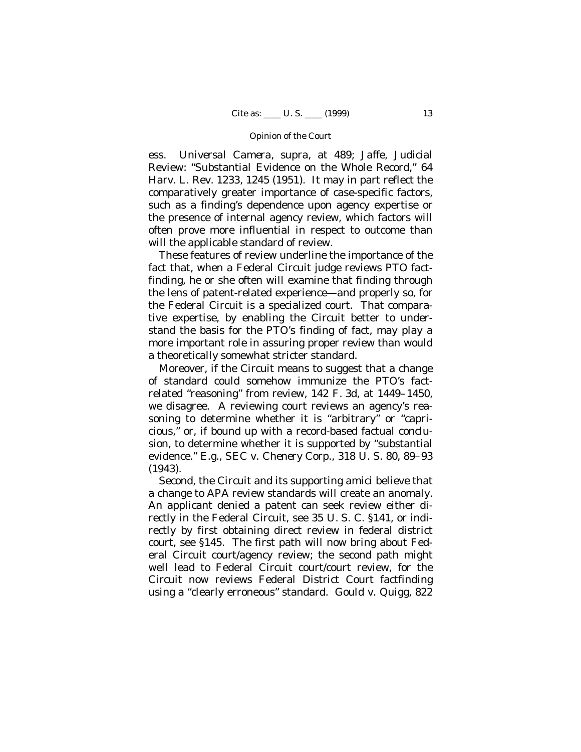ess. *Universal Camera*, *supra*, at 489; Jaffe, Judicial Review: "Substantial Evidence on the Whole Record," 64 Harv. L. Rev. 1233, 1245 (1951). It may in part reflect the comparatively greater importance of case-specific factors, such as a finding's dependence upon agency expertise or the presence of internal agency review, which factors will often prove more influential in respect to outcome than will the applicable standard of review.

These features of review underline the importance of the fact that, when a Federal Circuit judge reviews PTO factfinding, he or she often will examine that finding through the lens of patent-related experience—and properly so, for the Federal Circuit is a specialized court. That comparative expertise, by enabling the Circuit better to understand the basis for the PTO's finding of fact, may play a more important role in assuring proper review than would a theoretically somewhat stricter standard.

Moreover, if the Circuit means to suggest that a change of standard could somehow immunize the PTO's fact-related "reasoning" from review, 142 F. 3d, at 1449–1450, we disagree. A reviewing court reviews an agency's reasoning to determine whether it is "arbitrary" or "capricious," or, if bound up with a record-based factual conclusion, to determine whether it is supported by "substantial evidence." *E.g.*, *SEC* v. *Chenery Corp.*, 318 U. S. 80, 89–93 (1943).

Second, the Circuit and its supporting *amici* believe that a change to APA review standards will create an anomaly. An applicant denied a patent can seek review either directly in the Federal Circuit, see 35 U. S. C. §141, or indirectly by first obtaining direct review in federal district court, see §145. The first path will now bring about Federal Circuit court/agency review; the second path might well lead to Federal Circuit court/court review, for the Circuit now reviews Federal District Court factfinding using a "clearly erroneous" standard. *Gould* v. *Quigg*, 822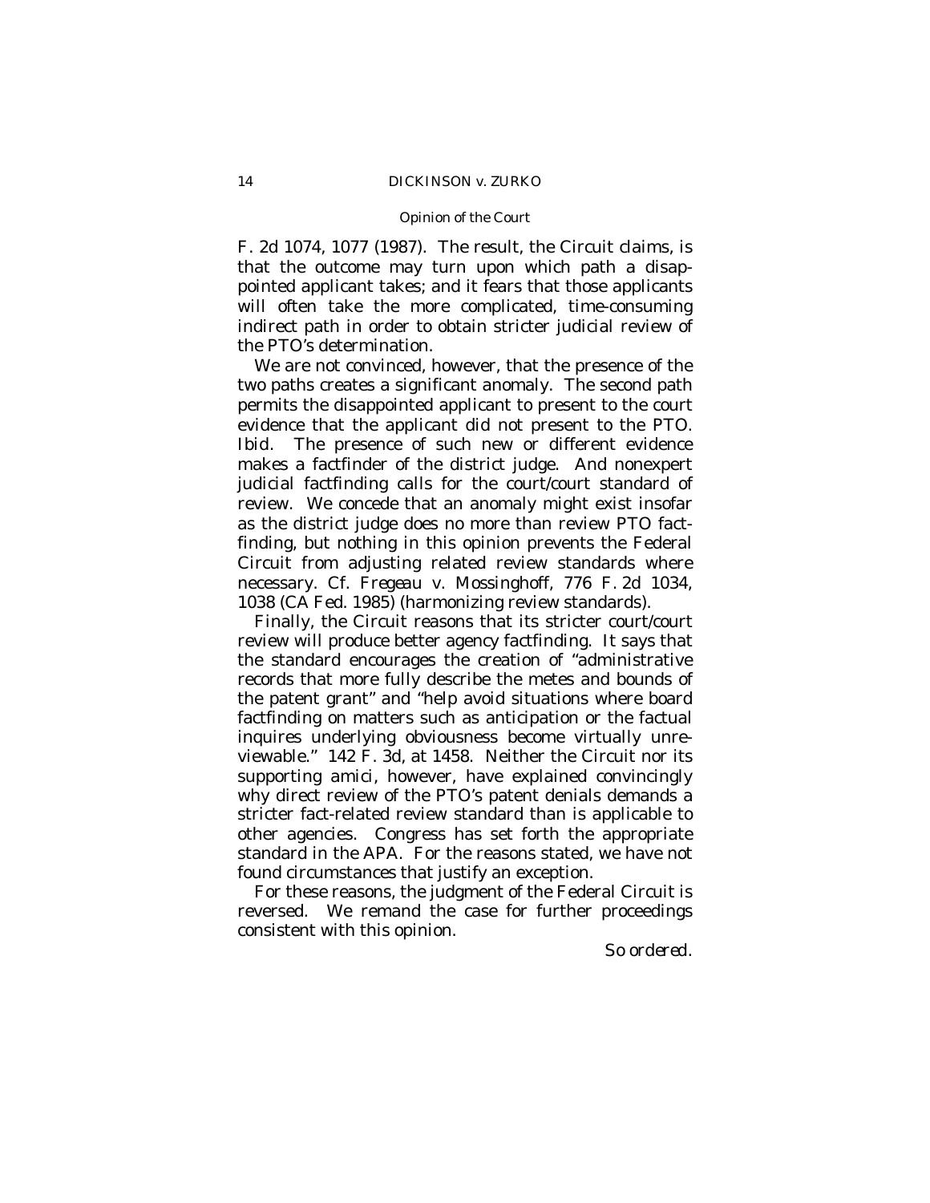F. 2d 1074, 1077 (1987). The result, the Circuit claims, is that the outcome may turn upon which path a disappointed applicant takes; and it fears that those applicants will often take the more complicated, time-consuming indirect path in order to obtain stricter judicial review of the PTO's determination.

We are not convinced, however, that the presence of the two paths creates a significant anomaly. The second path permits the disappointed applicant to present to the court evidence that the applicant did not present to the PTO. *Ibid.* The presence of such new or different evidence makes a factfinder of the district judge. And nonexpert judicial factfinding calls for the court/court standard of review. We concede that an anomaly might exist insofar as the district judge does no more than review PTO factfinding, but nothing in this opinion prevents the Federal Circuit from adjusting related review standards where necessary. Cf. *Fregeau* v. *Mossinghoff*, 776 F. 2d 1034, 1038 (CA Fed. 1985) (harmonizing review standards).

Finally, the Circuit reasons that its stricter court/court review will produce better agency factfinding. It says that the standard encourages the creation of "administrative records that more fully describe the metes and bounds of the patent grant" and "help avoid situations where board factfinding on matters such as anticipation or the factual inquires underlying obviousness become virtually unreviewable." 142 F. 3d, at 1458. Neither the Circuit nor its supporting amici, however, have explained convincingly why direct review of the PTO's patent denials demands a stricter fact-related review standard than is applicable to other agencies. Congress has set forth the appropriate standard in the APA. For the reasons stated, we have not found circumstances that justify an exception.

For these reasons, the judgment of the Federal Circuit is reversed. We remand the case for further proceedings consistent with this opinion.

*So ordered.*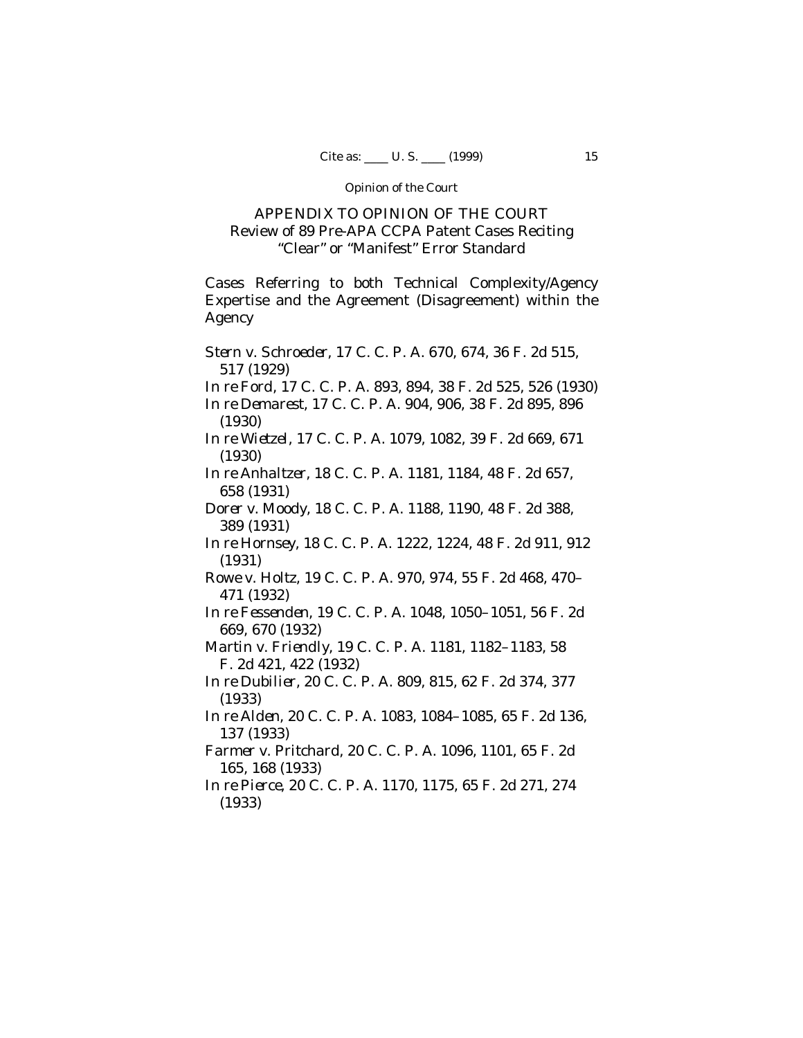## APPENDIX TO OPINION OF THE COURT
### Review of 89 Pre-APA CCPA Patent Cases Reciting "Clear" or "Manifest" Error Standard

Cases Referring to both Technical Complexity/Agency Expertise and the Agreement (Disagreement) within the Agency

*Stern* v. *Schroeder*, 17 C. C. P. A. 670, 674, 36 F. 2d 515, 517 (1929)
*In re Ford*, 17 C. C. P. A. 893, 894, 38 F. 2d 525, 526 (1930)
*In re Demarest*, 17 C. C. P. A. 904, 906, 38 F. 2d 895, 896 (1930)
*In re Wietzel*, 17 C. C. P. A. 1079, 1082, 39 F. 2d 669, 671 (1930)
*In re Anhaltzer*, 18 C. C. P. A. 1181, 1184, 48 F. 2d 657, 658 (1931)
*Dorer* v. *Moody*, 18 C. C. P. A. 1188, 1190, 48 F. 2d 388, 389 (1931)
*In re Hornsey*, 18 C. C. P. A. 1222, 1224, 48 F. 2d 911, 912 (1931)
*Rowe* v. *Holtz*, 19 C. C. P. A. 970, 974, 55 F. 2d 468, 470–471 (1932)
*In re Fessenden*, 19 C. C. P. A. 1048, 1050–1051, 56 F. 2d 669, 670 (1932)
*Martin* v. *Friendly*, 19 C. C. P. A. 1181, 1182–1183, 58 F. 2d 421, 422 (1932)
*In re Dubilier*, 20 C. C. P. A. 809, 815, 62 F. 2d 374, 377 (1933)
*In re Alden*, 20 C. C. P. A. 1083, 1084–1085, 65 F. 2d 136, 137 (1933)
*Farmer* v. *Pritchard*, 20 C. C. P. A. 1096, 1101, 65 F. 2d 165, 168 (1933)
*In re Pierce*, 20 C. C. P. A. 1170, 1175, 65 F. 2d 271, 274 (1933)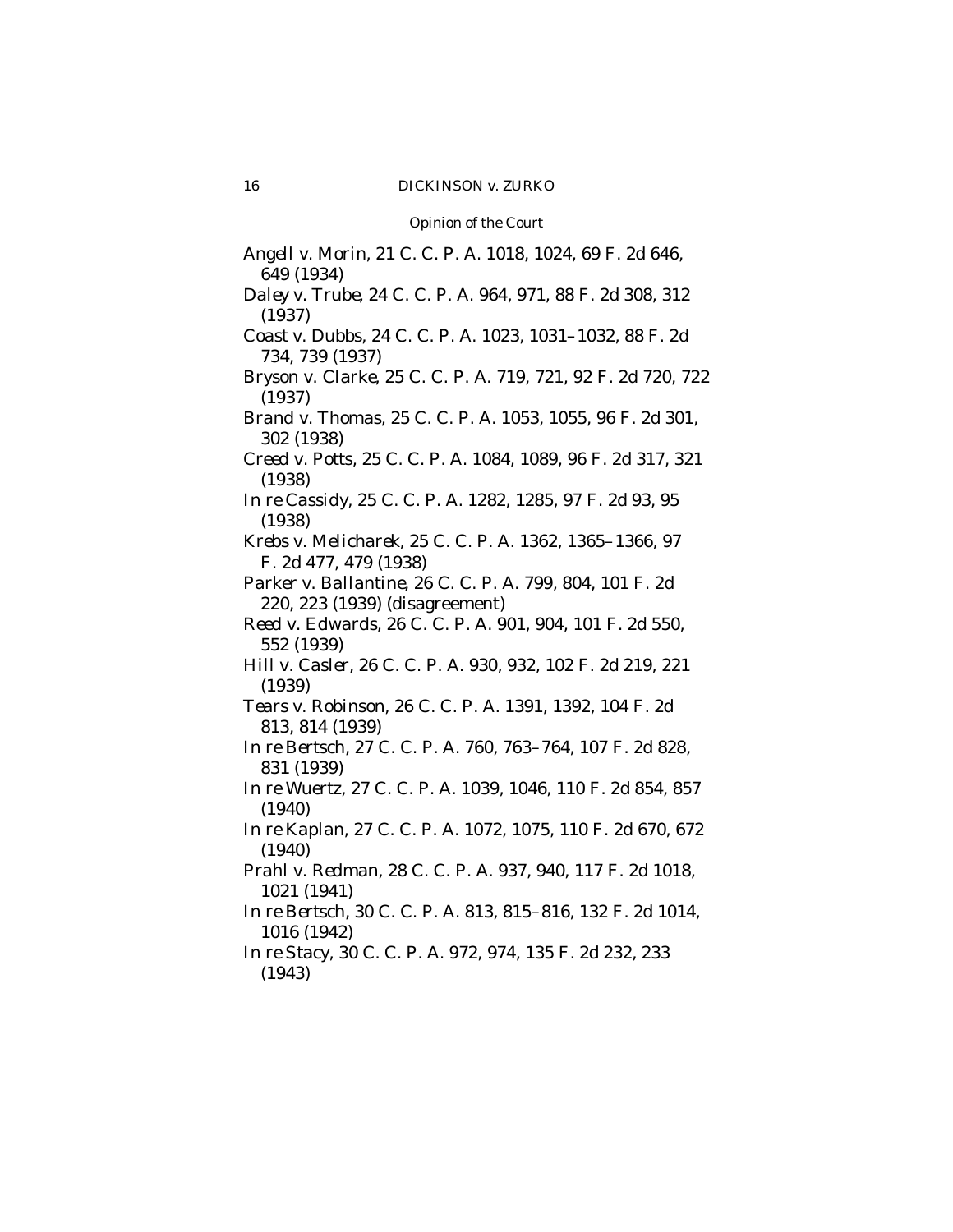*Angell* v. *Morin*, 21 C. C. P. A. 1018, 1024, 69 F. 2d 646, 649 (1934)

*Daley* v. *Trube*, 24 C. C. P. A. 964, 971, 88 F. 2d 308, 312 (1937)

*Coast* v. *Dubbs*, 24 C. C. P. A. 1023, 1031–1032, 88 F. 2d 734, 739 (1937)

*Bryson* v. *Clarke*, 25 C. C. P. A. 719, 721, 92 F. 2d 720, 722 (1937)

*Brand* v. *Thomas*, 25 C. C. P. A. 1053, 1055, 96 F. 2d 301, 302 (1938)

*Creed* v. *Potts*, 25 C. C. P. A. 1084, 1089, 96 F. 2d 317, 321 (1938)

*In re Cassidy*, 25 C. C. P. A. 1282, 1285, 97 F. 2d 93, 95 (1938)

*Krebs* v. *Melicharek*, 25 C. C. P. A. 1362, 1365–1366, 97 F. 2d 477, 479 (1938)

*Parker* v. *Ballantine*, 26 C. C. P. A. 799, 804, 101 F. 2d 220, 223 (1939) (disagreement)

*Reed* v. *Edwards*, 26 C. C. P. A. 901, 904, 101 F. 2d 550, 552 (1939)

*Hill* v. *Casler*, 26 C. C. P. A. 930, 932, 102 F. 2d 219, 221 (1939)

*Tears* v. *Robinson*, 26 C. C. P. A. 1391, 1392, 104 F. 2d 813, 814 (1939)

*In re Bertsch*, 27 C. C. P. A. 760, 763–764, 107 F. 2d 828, 831 (1939)

*In re Wuertz*, 27 C. C. P. A. 1039, 1046, 110 F. 2d 854, 857 (1940)

*In re Kaplan*, 27 C. C. P. A. 1072, 1075, 110 F. 2d 670, 672 (1940)

*Prahl* v. *Redman*, 28 C. C. P. A. 937, 940, 117 F. 2d 1018, 1021 (1941)

*In re Bertsch*, 30 C. C. P. A. 813, 815–816, 132 F. 2d 1014, 1016 (1942)

*In re Stacy*, 30 C. C. P. A. 972, 974, 135 F. 2d 232, 233 (1943)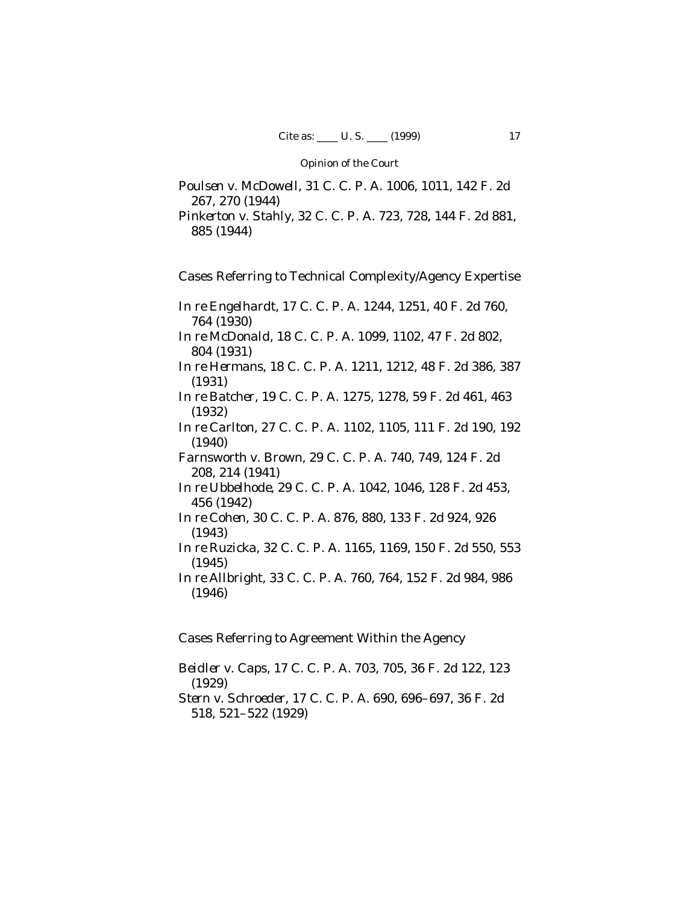*Poulsen* v. *McDowell*, 31 C. C. P. A. 1006, 1011, 142 F. 2d 267, 270 (1944)

*Pinkerton* v. *Stahly*, 32 C. C. P. A. 723, 728, 144 F. 2d 881, 885 (1944)

Cases Referring to Technical Complexity/Agency Expertise

*In re Engelhardt*, 17 C. C. P. A. 1244, 1251, 40 F. 2d 760, 764 (1930)

*In re McDonald*, 18 C. C. P. A. 1099, 1102, 47 F. 2d 802, 804 (1931)

*In re Hermans*, 18 C. C. P. A. 1211, 1212, 48 F. 2d 386, 387 (1931)

*In re Batcher*, 19 C. C. P. A. 1275, 1278, 59 F. 2d 461, 463 (1932)

*In re Carlton*, 27 C. C. P. A. 1102, 1105, 111 F. 2d 190, 192 (1940)

*Farnsworth* v. *Brown*, 29 C. C. P. A. 740, 749, 124 F. 2d 208, 214 (1941)

*In re Ubbelhode*, 29 C. C. P. A. 1042, 1046, 128 F. 2d 453, 456 (1942)

*In re Cohen*, 30 C. C. P. A. 876, 880, 133 F. 2d 924, 926 (1943)

*In re Ruzicka*, 32 C. C. P. A. 1165, 1169, 150 F. 2d 550, 553 (1945)

*In re Allbright*, 33 C. C. P. A. 760, 764, 152 F. 2d 984, 986 (1946)

Cases Referring to Agreement Within the Agency

*Beidler* v. *Caps*, 17 C. C. P. A. 703, 705, 36 F. 2d 122, 123 (1929)

*Stern* v. *Schroeder*, 17 C. C. P. A. 690, 696–697, 36 F. 2d 518, 521–522 (1929)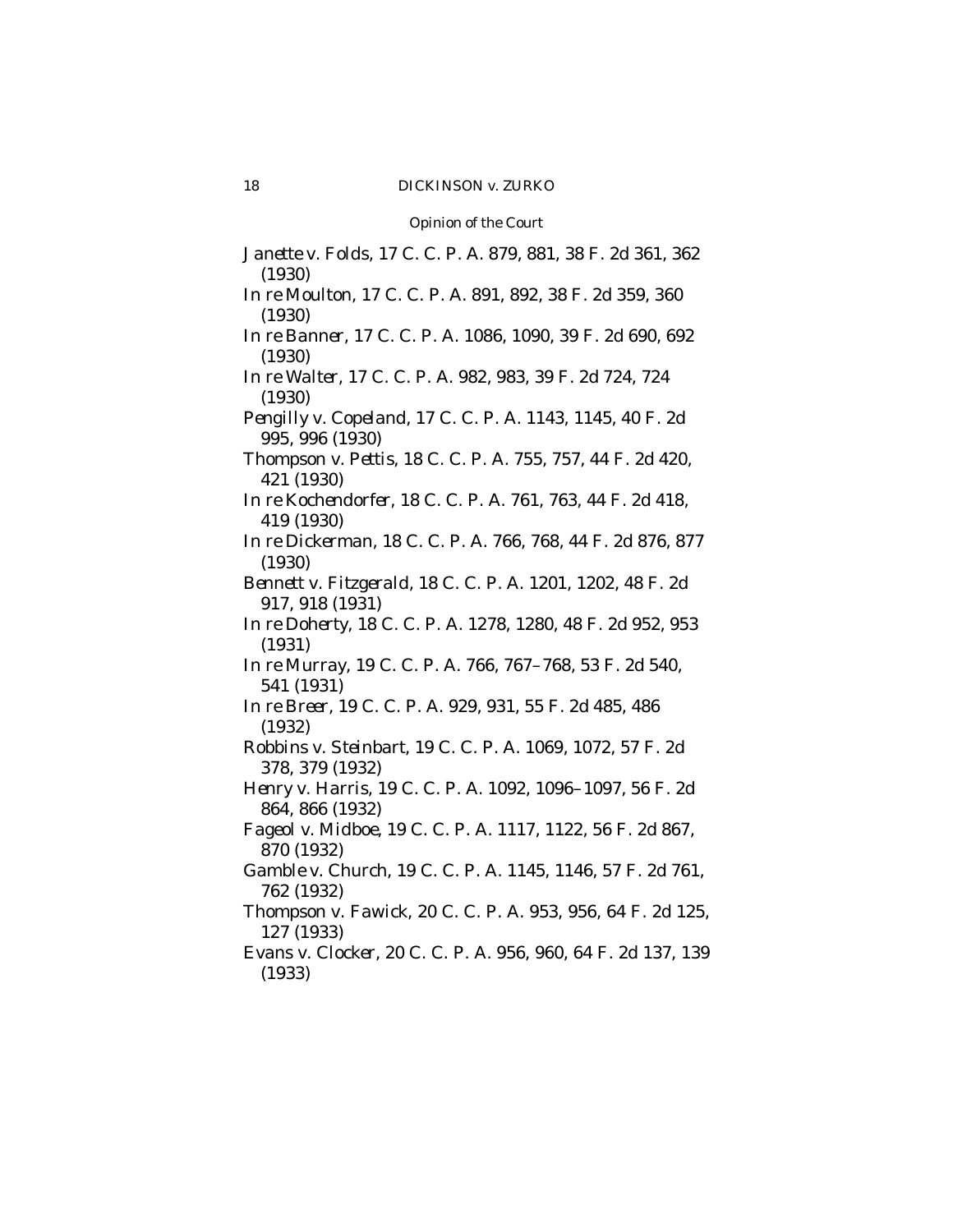*Janette* v. *Folds*, 17 C. C. P. A. 879, 881, 38 F. 2d 361, 362 (1930)

*In re Moulton*, 17 C. C. P. A. 891, 892, 38 F. 2d 359, 360 (1930)

*In re Banner*, 17 C. C. P. A. 1086, 1090, 39 F. 2d 690, 692 (1930)

*In re Walter*, 17 C. C. P. A. 982, 983, 39 F. 2d 724, 724 (1930)

*Pengilly* v. *Copeland*, 17 C. C. P. A. 1143, 1145, 40 F. 2d 995, 996 (1930)

*Thompson* v. *Pettis*, 18 C. C. P. A. 755, 757, 44 F. 2d 420, 421 (1930)

*In re Kochendorfer*, 18 C. C. P. A. 761, 763, 44 F. 2d 418, 419 (1930)

*In re Dickerman*, 18 C. C. P. A. 766, 768, 44 F. 2d 876, 877 (1930)

*Bennett* v. *Fitzgerald*, 18 C. C. P. A. 1201, 1202, 48 F. 2d 917, 918 (1931)

*In re Doherty*, 18 C. C. P. A. 1278, 1280, 48 F. 2d 952, 953 (1931)

*In re Murray*, 19 C. C. P. A. 766, 767–768, 53 F. 2d 540, 541 (1931)

*In re Breer*, 19 C. C. P. A. 929, 931, 55 F. 2d 485, 486 (1932)

*Robbins* v. *Steinbart*, 19 C. C. P. A. 1069, 1072, 57 F. 2d 378, 379 (1932)

*Henry* v. *Harris*, 19 C. C. P. A. 1092, 1096–1097, 56 F. 2d 864, 866 (1932)

*Fageol* v. *Midboe*, 19 C. C. P. A. 1117, 1122, 56 F. 2d 867, 870 (1932)

*Gamble* v. *Church*, 19 C. C. P. A. 1145, 1146, 57 F. 2d 761, 762 (1932)

*Thompson* v. *Fawick*, 20 C. C. P. A. 953, 956, 64 F. 2d 125, 127 (1933)

*Evans* v. *Clocker*, 20 C. C. P. A. 956, 960, 64 F. 2d 137, 139 (1933)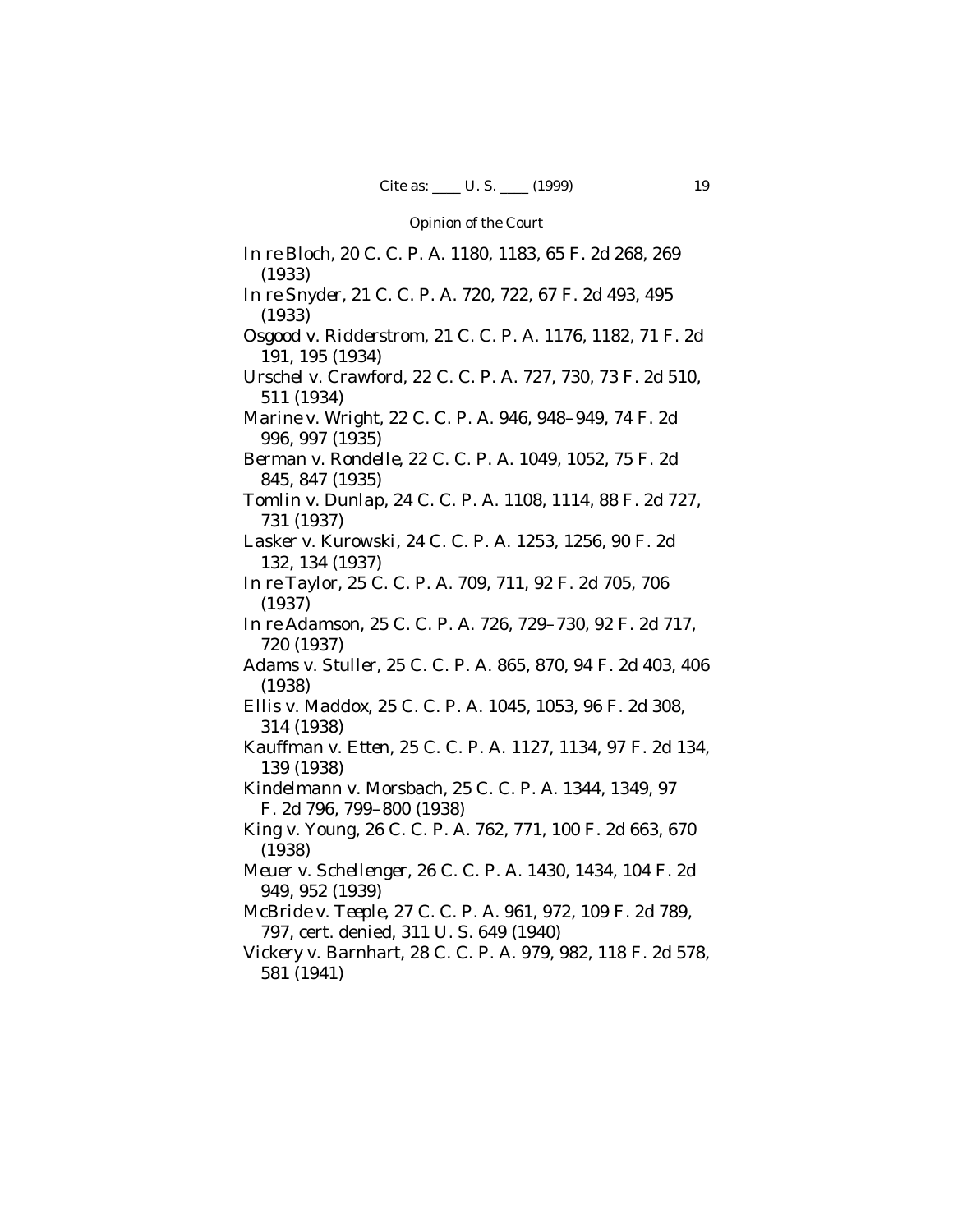*In re Bloch*, 20 C. C. P. A. 1180, 1183, 65 F. 2d 268, 269 (1933)

*In re Snyder*, 21 C. C. P. A. 720, 722, 67 F. 2d 493, 495 (1933)

*Osgood* v. *Ridderstrom*, 21 C. C. P. A. 1176, 1182, 71 F. 2d 191, 195 (1934)

*Urschel* v. *Crawford*, 22 C. C. P. A. 727, 730, 73 F. 2d 510, 511 (1934)

*Marine* v. *Wright*, 22 C. C. P. A. 946, 948–949, 74 F. 2d 996, 997 (1935)

*Berman* v. *Rondelle*, 22 C. C. P. A. 1049, 1052, 75 F. 2d 845, 847 (1935)

*Tomlin* v. *Dunlap*, 24 C. C. P. A. 1108, 1114, 88 F. 2d 727, 731 (1937)

*Lasker* v. *Kurowski*, 24 C. C. P. A. 1253, 1256, 90 F. 2d 132, 134 (1937)

*In re Taylor*, 25 C. C. P. A. 709, 711, 92 F. 2d 705, 706 (1937)

*In re Adamson*, 25 C. C. P. A. 726, 729–730, 92 F. 2d 717, 720 (1937)

*Adams* v. *Stuller*, 25 C. C. P. A. 865, 870, 94 F. 2d 403, 406 (1938)

*Ellis* v. *Maddox*, 25 C. C. P. A. 1045, 1053, 96 F. 2d 308, 314 (1938)

*Kauffman* v. *Etten*, 25 C. C. P. A. 1127, 1134, 97 F. 2d 134, 139 (1938)

*Kindelmann* v. *Morsbach*, 25 C. C. P. A. 1344, 1349, 97 F. 2d 796, 799–800 (1938)

*King* v. *Young*, 26 C. C. P. A. 762, 771, 100 F. 2d 663, 670 (1938)

*Meuer* v. *Schellenger*, 26 C. C. P. A. 1430, 1434, 104 F. 2d 949, 952 (1939)

*McBride* v. *Teeple*, 27 C. C. P. A. 961, 972, 109 F. 2d 789, 797, cert. denied, 311 U. S. 649 (1940)

*Vickery* v. *Barnhart*, 28 C. C. P. A. 979, 982, 118 F. 2d 578, 581 (1941)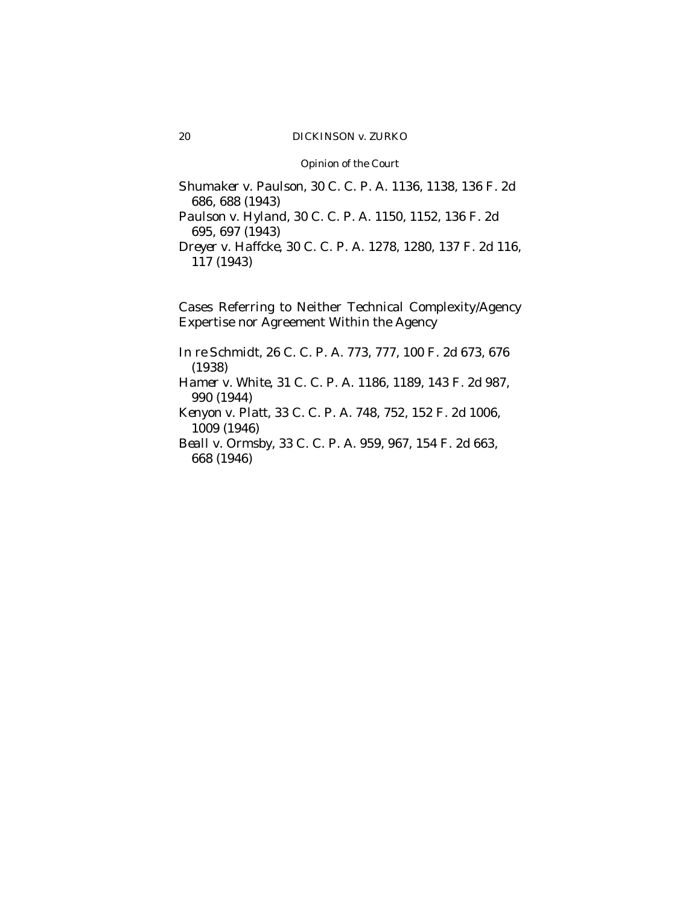*Shumaker* v. *Paulson*, 30 C. C. P. A. 1136, 1138, 136 F. 2d 686, 688 (1943)

*Paulson* v. *Hyland*, 30 C. C. P. A. 1150, 1152, 136 F. 2d 695, 697 (1943)

*Dreyer* v. *Haffcke*, 30 C. C. P. A. 1278, 1280, 137 F. 2d 116, 117 (1943)

Cases Referring to Neither Technical Complexity/Agency Expertise nor Agreement Within the Agency

*In re Schmidt*, 26 C. C. P. A. 773, 777, 100 F. 2d 673, 676 (1938)

*Hamer* v. *White*, 31 C. C. P. A. 1186, 1189, 143 F. 2d 987, 990 (1944)

*Kenyon* v. *Platt*, 33 C. C. P. A. 748, 752, 152 F. 2d 1006, 1009 (1946)

*Beall* v. *Ormsby*, 33 C. C. P. A. 959, 967, 154 F. 2d 663, 668 (1946)